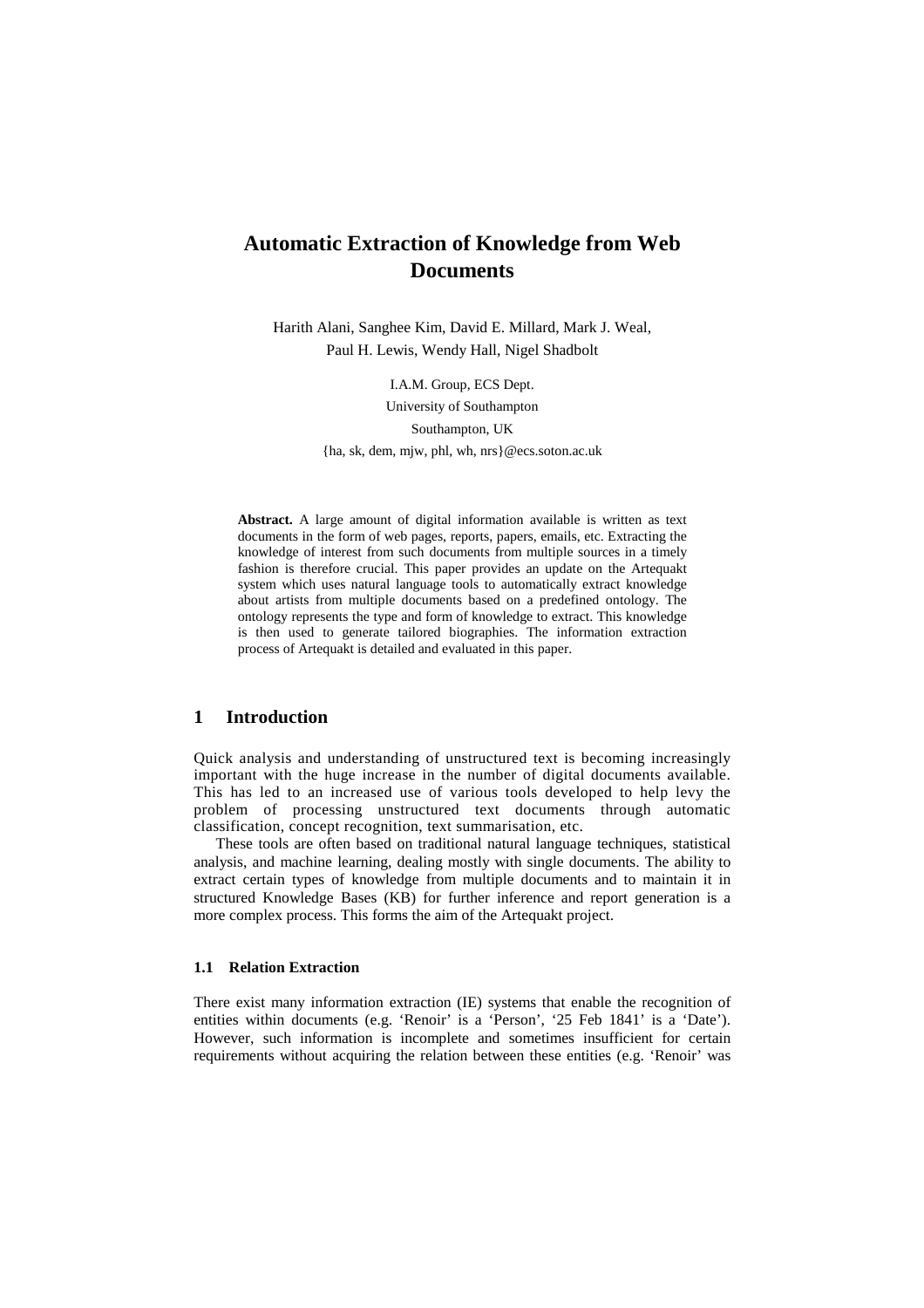# Automatic Extraction of Knowledge from Web Documents

Harith Alani, Sanghee Kim, David E. Millard, Mark J. Weal, Paul H. Lewis, Wendy Hall, Nigel Shadbolt

I.A.M. Group, ECS Dept.
University of Southampton
Southampton, UK
{ha, sk, dem, mjw, phl, wh, nrs}@ecs.soton.ac.uk

**Abstract.** A large amount of digital information available is written as text documents in the form of web pages, reports, papers, emails, etc. Extracting the knowledge of interest from such documents from multiple sources in a timely fashion is therefore crucial. This paper provides an update on the Artequakt system which uses natural language tools to automatically extract knowledge about artists from multiple documents based on a predefined ontology. The ontology represents the type and form of knowledge to extract. This knowledge is then used to generate tailored biographies. The information extraction process of Artequakt is detailed and evaluated in this paper.

## 1 Introduction

Quick analysis and understanding of unstructured text is becoming increasingly important with the huge increase in the number of digital documents available. This has led to an increased use of various tools developed to help levy the problem of processing unstructured text documents through automatic classification, concept recognition, text summarisation, etc.

These tools are often based on traditional natural language techniques, statistical analysis, and machine learning, dealing mostly with single documents. The ability to extract certain types of knowledge from multiple documents and to maintain it in structured Knowledge Bases (KB) for further inference and report generation is a more complex process. This forms the aim of the Artequakt project.

### 1.1 Relation Extraction

There exist many information extraction (IE) systems that enable the recognition of entities within documents (e.g. 'Renoir' is a 'Person', '25 Feb 1841' is a 'Date'). However, such information is incomplete and sometimes insufficient for certain requirements without acquiring the relation between these entities (e.g. 'Renoir' was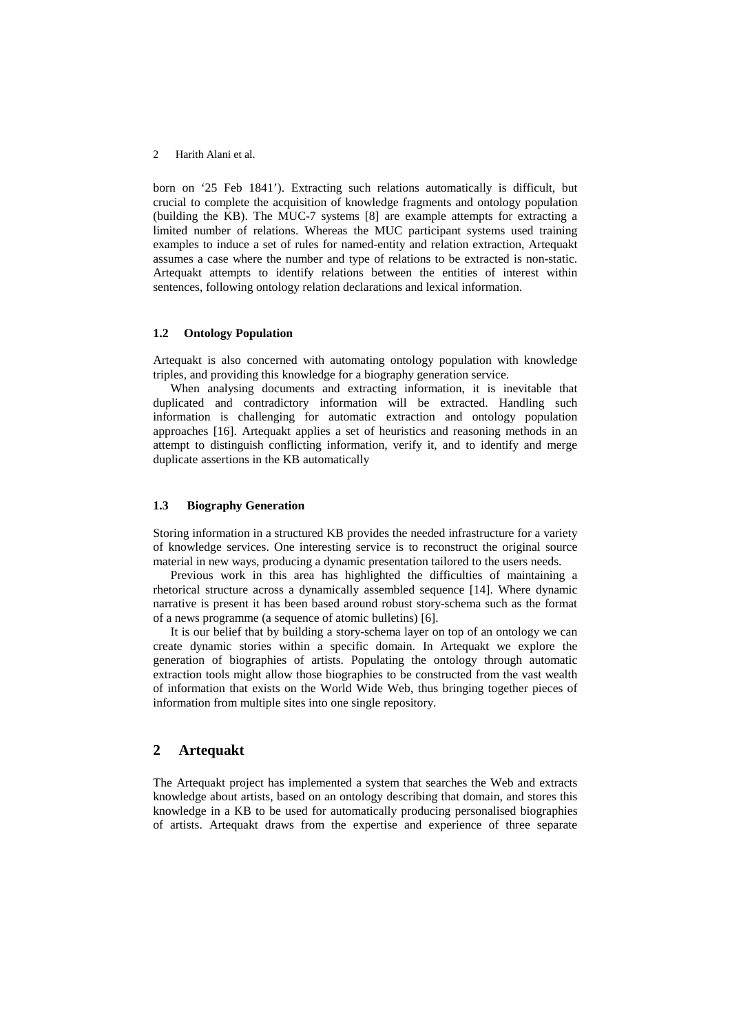born on '25 Feb 1841'). Extracting such relations automatically is difficult, but crucial to complete the acquisition of knowledge fragments and ontology population (building the KB). The MUC-7 systems [8] are example attempts for extracting a limited number of relations. Whereas the MUC participant systems used training examples to induce a set of rules for named-entity and relation extraction, Artequakt assumes a case where the number and type of relations to be extracted is non-static. Artequakt attempts to identify relations between the entities of interest within sentences, following ontology relation declarations and lexical information.

### 1.2 Ontology Population

Artequakt is also concerned with automating ontology population with knowledge triples, and providing this knowledge for a biography generation service.

When analysing documents and extracting information, it is inevitable that duplicated and contradictory information will be extracted. Handling such information is challenging for automatic extraction and ontology population approaches [16]. Artequakt applies a set of heuristics and reasoning methods in an attempt to distinguish conflicting information, verify it, and to identify and merge duplicate assertions in the KB automatically

### 1.3 Biography Generation

Storing information in a structured KB provides the needed infrastructure for a variety of knowledge services. One interesting service is to reconstruct the original source material in new ways, producing a dynamic presentation tailored to the users needs.

Previous work in this area has highlighted the difficulties of maintaining a rhetorical structure across a dynamically assembled sequence [14]. Where dynamic narrative is present it has been based around robust story-schema such as the format of a news programme (a sequence of atomic bulletins) [6].

It is our belief that by building a story-schema layer on top of an ontology we can create dynamic stories within a specific domain. In Artequakt we explore the generation of biographies of artists. Populating the ontology through automatic extraction tools might allow those biographies to be constructed from the vast wealth of information that exists on the World Wide Web, thus bringing together pieces of information from multiple sites into one single repository.

## 2 Artequakt

The Artequakt project has implemented a system that searches the Web and extracts knowledge about artists, based on an ontology describing that domain, and stores this knowledge in a KB to be used for automatically producing personalised biographies of artists. Artequakt draws from the expertise and experience of three separate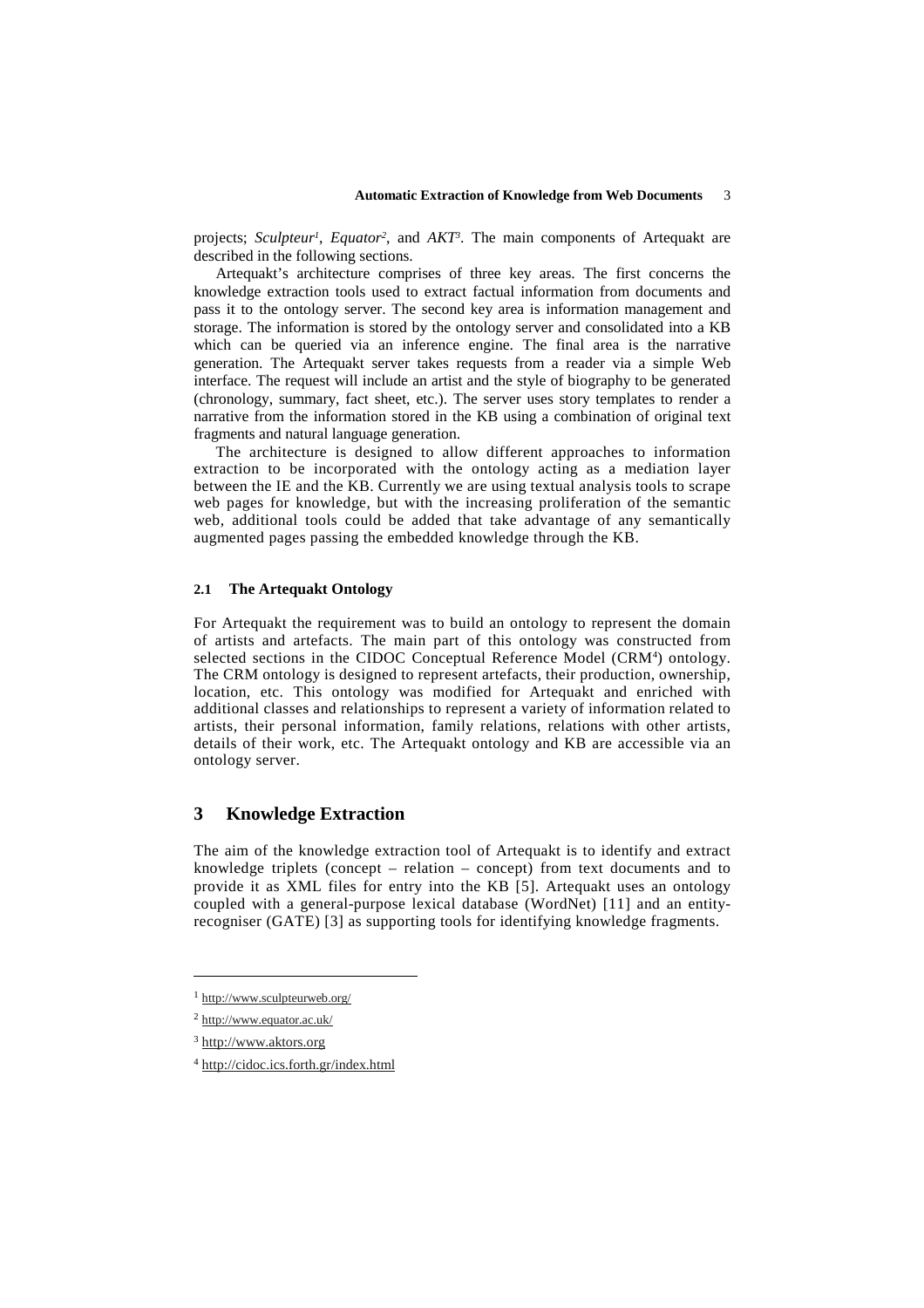projects; *Sculpteur*[1], *Equator*[2], and *AKT*[3]. The main components of Artequakt are described in the following sections.

Artequakt's architecture comprises of three key areas. The first concerns the knowledge extraction tools used to extract factual information from documents and pass it to the ontology server. The second key area is information management and storage. The information is stored by the ontology server and consolidated into a KB which can be queried via an inference engine. The final area is the narrative generation. The Artequakt server takes requests from a reader via a simple Web interface. The request will include an artist and the style of biography to be generated (chronology, summary, fact sheet, etc.). The server uses story templates to render a narrative from the information stored in the KB using a combination of original text fragments and natural language generation.

The architecture is designed to allow different approaches to information extraction to be incorporated with the ontology acting as a mediation layer between the IE and the KB. Currently we are using textual analysis tools to scrape web pages for knowledge, but with the increasing proliferation of the semantic web, additional tools could be added that take advantage of any semantically augmented pages passing the embedded knowledge through the KB.

### 2.1 The Artequakt Ontology

For Artequakt the requirement was to build an ontology to represent the domain of artists and artefacts. The main part of this ontology was constructed from selected sections in the CIDOC Conceptual Reference Model (CRM[4]) ontology. The CRM ontology is designed to represent artefacts, their production, ownership, location, etc. This ontology was modified for Artequakt and enriched with additional classes and relationships to represent a variety of information related to artists, their personal information, family relations, relations with other artists, details of their work, etc. The Artequakt ontology and KB are accessible via an ontology server.

## 3 Knowledge Extraction

The aim of the knowledge extraction tool of Artequakt is to identify and extract knowledge triplets (concept – relation – concept) from text documents and to provide it as XML files for entry into the KB [5]. Artequakt uses an ontology coupled with a general-purpose lexical database (WordNet) [11] and an entity-recogniser (GATE) [3] as supporting tools for identifying knowledge fragments.

---

[1] http://www.sculpteurweb.org/

[2] http://www.equator.ac.uk/

[3] http://www.aktors.org

[4] http://cidoc.ics.forth.gr/index.html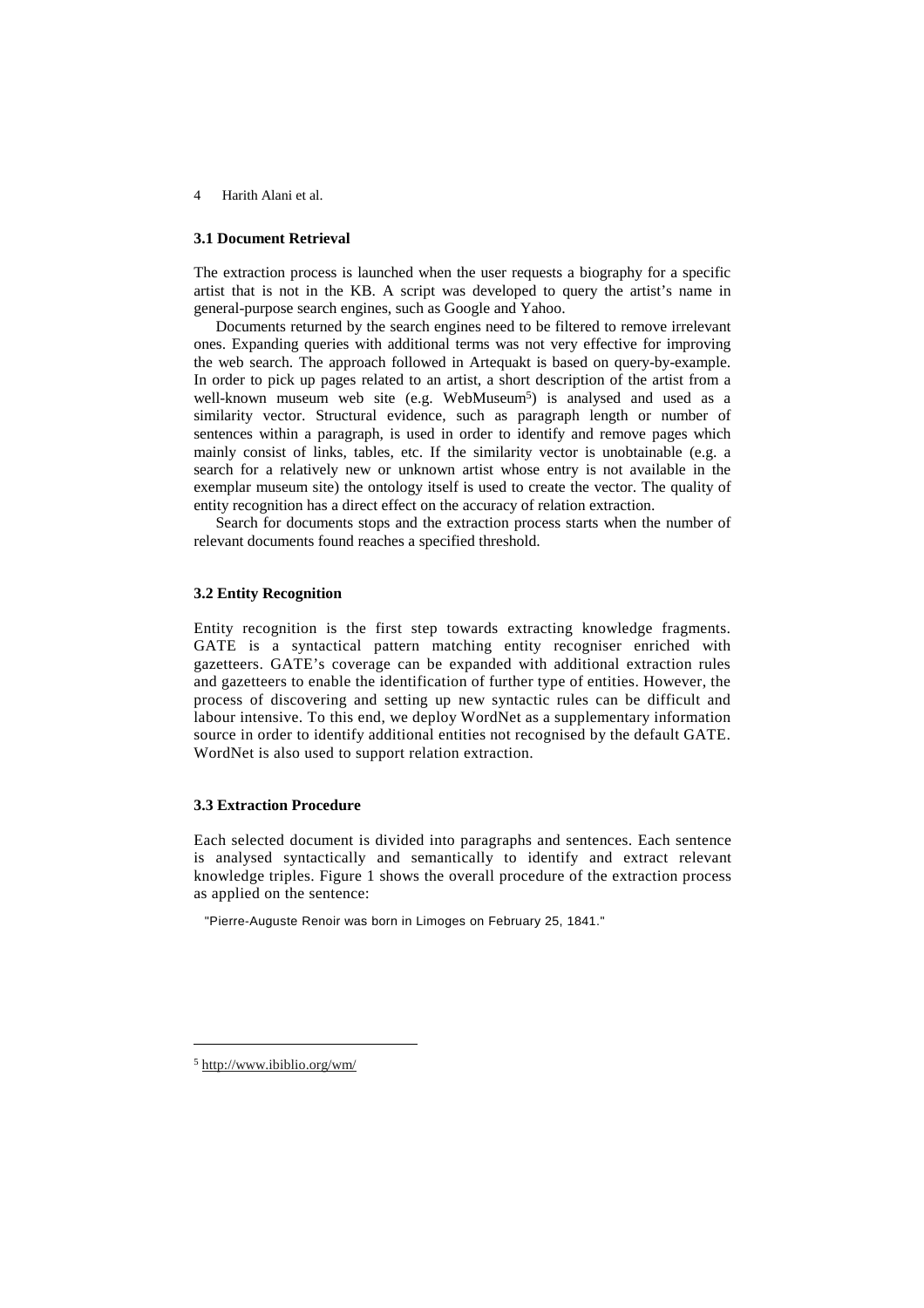### 3.1 Document Retrieval

The extraction process is launched when the user requests a biography for a specific artist that is not in the KB. A script was developed to query the artist's name in general-purpose search engines, such as Google and Yahoo.

Documents returned by the search engines need to be filtered to remove irrelevant ones. Expanding queries with additional terms was not very effective for improving the web search. The approach followed in Artequakt is based on query-by-example. In order to pick up pages related to an artist, a short description of the artist from a well-known museum web site (e.g. WebMuseum[5]) is analysed and used as a similarity vector. Structural evidence, such as paragraph length or number of sentences within a paragraph, is used in order to identify and remove pages which mainly consist of links, tables, etc. If the similarity vector is unobtainable (e.g. a search for a relatively new or unknown artist whose entry is not available in the exemplar museum site) the ontology itself is used to create the vector. The quality of entity recognition has a direct effect on the accuracy of relation extraction.

Search for documents stops and the extraction process starts when the number of relevant documents found reaches a specified threshold.

### 3.2 Entity Recognition

Entity recognition is the first step towards extracting knowledge fragments. GATE is a syntactical pattern matching entity recogniser enriched with gazetteers. GATE's coverage can be expanded with additional extraction rules and gazetteers to enable the identification of further type of entities. However, the process of discovering and setting up new syntactic rules can be difficult and labour intensive. To this end, we deploy WordNet as a supplementary information source in order to identify additional entities not recognised by the default GATE. WordNet is also used to support relation extraction.

### 3.3 Extraction Procedure

Each selected document is divided into paragraphs and sentences. Each sentence is analysed syntactically and semantically to identify and extract relevant knowledge triples. Figure 1 shows the overall procedure of the extraction process as applied on the sentence:

"Pierre-Auguste Renoir was born in Limoges on February 25, 1841."

---

[5] http://www.ibiblio.org/wm/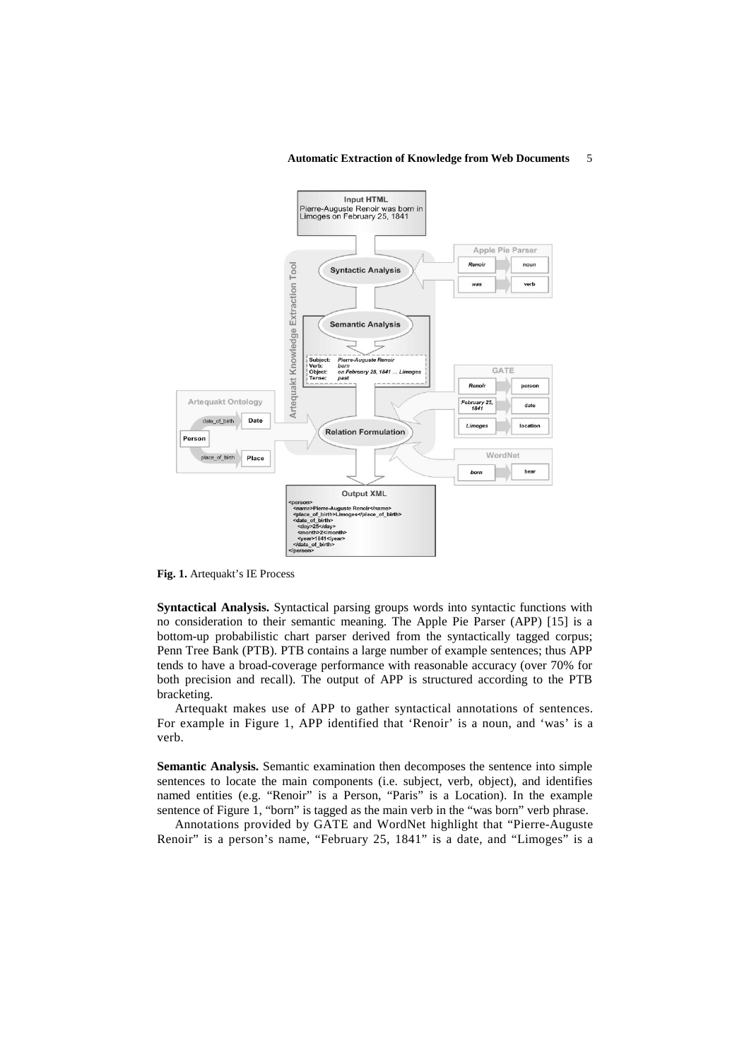**Fig. 1.** Artequakt's IE Process

**Syntactical Analysis.** Syntactical parsing groups words into syntactic functions with no consideration to their semantic meaning. The Apple Pie Parser (APP) [15] is a bottom-up probabilistic chart parser derived from the syntactically tagged corpus; Penn Tree Bank (PTB). PTB contains a large number of example sentences; thus APP tends to have a broad-coverage performance with reasonable accuracy (over 70% for both precision and recall). The output of APP is structured according to the PTB bracketing.

Artequakt makes use of APP to gather syntactical annotations of sentences. For example in Figure 1, APP identified that 'Renoir' is a noun, and 'was' is a verb.

**Semantic Analysis.** Semantic examination then decomposes the sentence into simple sentences to locate the main components (i.e. subject, verb, object), and identifies named entities (e.g. "Renoir" is a Person, "Paris" is a Location). In the example sentence of Figure 1, "born" is tagged as the main verb in the "was born" verb phrase.

Annotations provided by GATE and WordNet highlight that "Pierre-Auguste Renoir" is a person's name, "February 25, 1841" is a date, and "Limoges" is a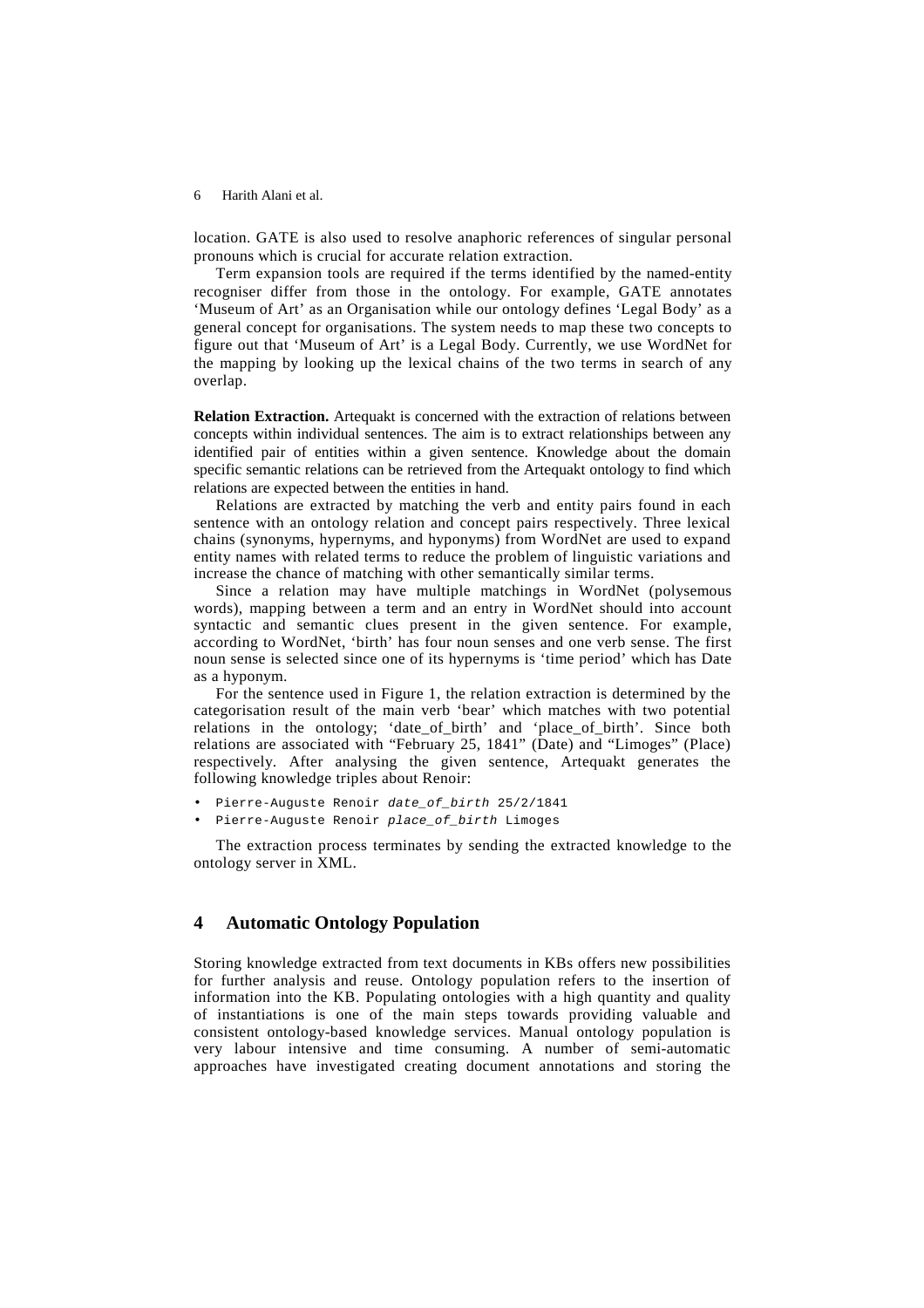location. GATE is also used to resolve anaphoric references of singular personal pronouns which is crucial for accurate relation extraction.

Term expansion tools are required if the terms identified by the named-entity recogniser differ from those in the ontology. For example, GATE annotates 'Museum of Art' as an Organisation while our ontology defines 'Legal Body' as a general concept for organisations. The system needs to map these two concepts to figure out that 'Museum of Art' is a Legal Body. Currently, we use WordNet for the mapping by looking up the lexical chains of the two terms in search of any overlap.

**Relation Extraction.** Artequakt is concerned with the extraction of relations between concepts within individual sentences. The aim is to extract relationships between any identified pair of entities within a given sentence. Knowledge about the domain specific semantic relations can be retrieved from the Artequakt ontology to find which relations are expected between the entities in hand.

Relations are extracted by matching the verb and entity pairs found in each sentence with an ontology relation and concept pairs respectively. Three lexical chains (synonyms, hypernyms, and hyponyms) from WordNet are used to expand entity names with related terms to reduce the problem of linguistic variations and increase the chance of matching with other semantically similar terms.

Since a relation may have multiple matchings in WordNet (polysemous words), mapping between a term and an entry in WordNet should into account syntactic and semantic clues present in the given sentence. For example, according to WordNet, 'birth' has four noun senses and one verb sense. The first noun sense is selected since one of its hypernyms is 'time period' which has Date as a hyponym.

For the sentence used in Figure 1, the relation extraction is determined by the categorisation result of the main verb 'bear' which matches with two potential relations in the ontology; 'date_of_birth' and 'place_of_birth'. Since both relations are associated with "February 25, 1841" (Date) and "Limoges" (Place) respectively. After analysing the given sentence, Artequakt generates the following knowledge triples about Renoir:

- `Pierre-Auguste Renoir` *`date_of_birth`* `25/2/1841`
- `Pierre-Auguste Renoir` *`place_of_birth`* `Limoges`

The extraction process terminates by sending the extracted knowledge to the ontology server in XML.

## 4 Automatic Ontology Population

Storing knowledge extracted from text documents in KBs offers new possibilities for further analysis and reuse. Ontology population refers to the insertion of information into the KB. Populating ontologies with a high quantity and quality of instantiations is one of the main steps towards providing valuable and consistent ontology-based knowledge services. Manual ontology population is very labour intensive and time consuming. A number of semi-automatic approaches have investigated creating document annotations and storing the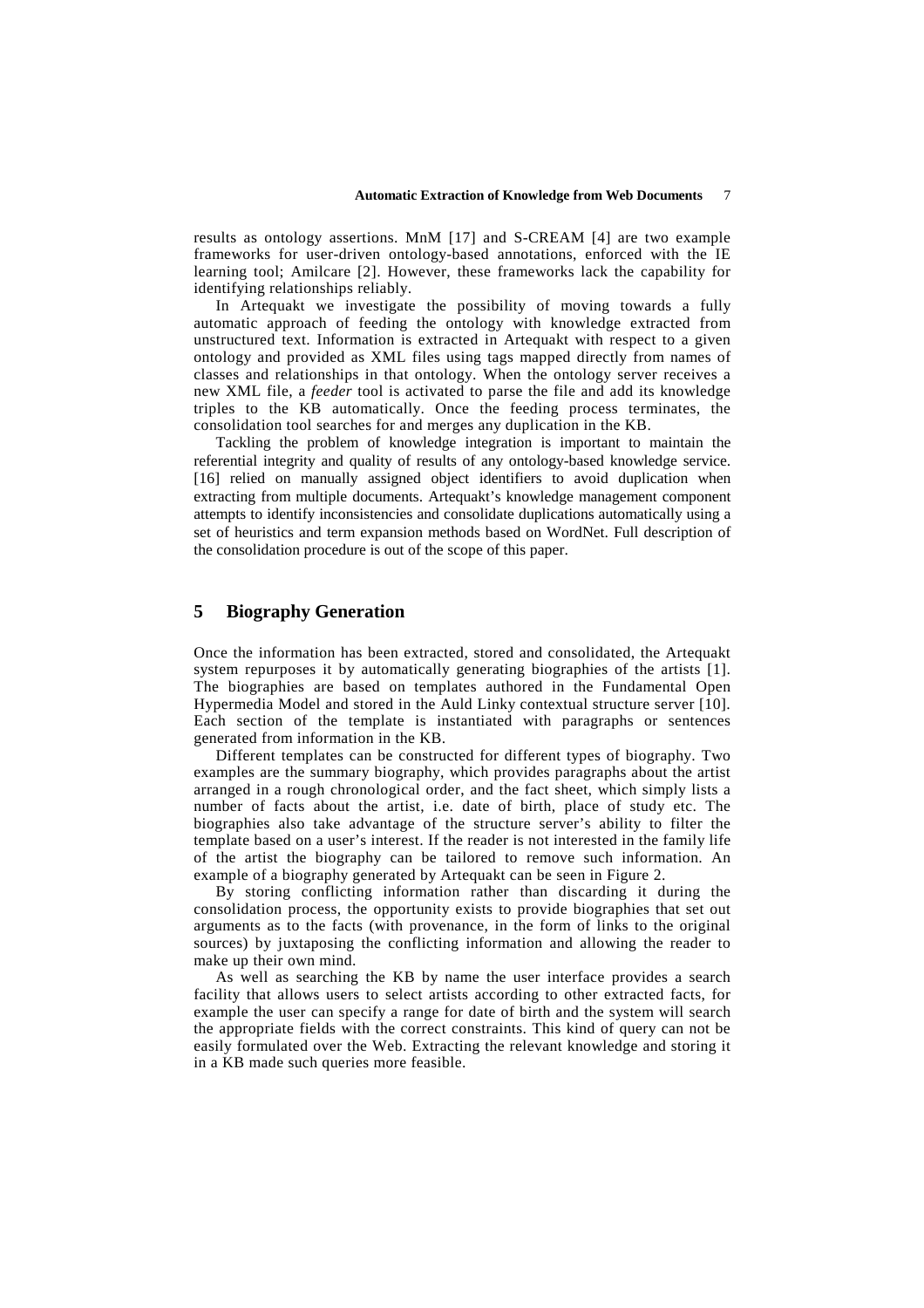results as ontology assertions. MnM [17] and S-CREAM [4] are two example frameworks for user-driven ontology-based annotations, enforced with the IE learning tool; Amilcare [2]. However, these frameworks lack the capability for identifying relationships reliably.

In Artequakt we investigate the possibility of moving towards a fully automatic approach of feeding the ontology with knowledge extracted from unstructured text. Information is extracted in Artequakt with respect to a given ontology and provided as XML files using tags mapped directly from names of classes and relationships in that ontology. When the ontology server receives a new XML file, a *feeder* tool is activated to parse the file and add its knowledge triples to the KB automatically. Once the feeding process terminates, the consolidation tool searches for and merges any duplication in the KB.

Tackling the problem of knowledge integration is important to maintain the referential integrity and quality of results of any ontology-based knowledge service. [16] relied on manually assigned object identifiers to avoid duplication when extracting from multiple documents. Artequakt's knowledge management component attempts to identify inconsistencies and consolidate duplications automatically using a set of heuristics and term expansion methods based on WordNet. Full description of the consolidation procedure is out of the scope of this paper.

## 5 Biography Generation

Once the information has been extracted, stored and consolidated, the Artequakt system repurposes it by automatically generating biographies of the artists [1]. The biographies are based on templates authored in the Fundamental Open Hypermedia Model and stored in the Auld Linky contextual structure server [10]. Each section of the template is instantiated with paragraphs or sentences generated from information in the KB.

Different templates can be constructed for different types of biography. Two examples are the summary biography, which provides paragraphs about the artist arranged in a rough chronological order, and the fact sheet, which simply lists a number of facts about the artist, i.e. date of birth, place of study etc. The biographies also take advantage of the structure server's ability to filter the template based on a user's interest. If the reader is not interested in the family life of the artist the biography can be tailored to remove such information. An example of a biography generated by Artequakt can be seen in Figure 2.

By storing conflicting information rather than discarding it during the consolidation process, the opportunity exists to provide biographies that set out arguments as to the facts (with provenance, in the form of links to the original sources) by juxtaposing the conflicting information and allowing the reader to make up their own mind.

As well as searching the KB by name the user interface provides a search facility that allows users to select artists according to other extracted facts, for example the user can specify a range for date of birth and the system will search the appropriate fields with the correct constraints. This kind of query can not be easily formulated over the Web. Extracting the relevant knowledge and storing it in a KB made such queries more feasible.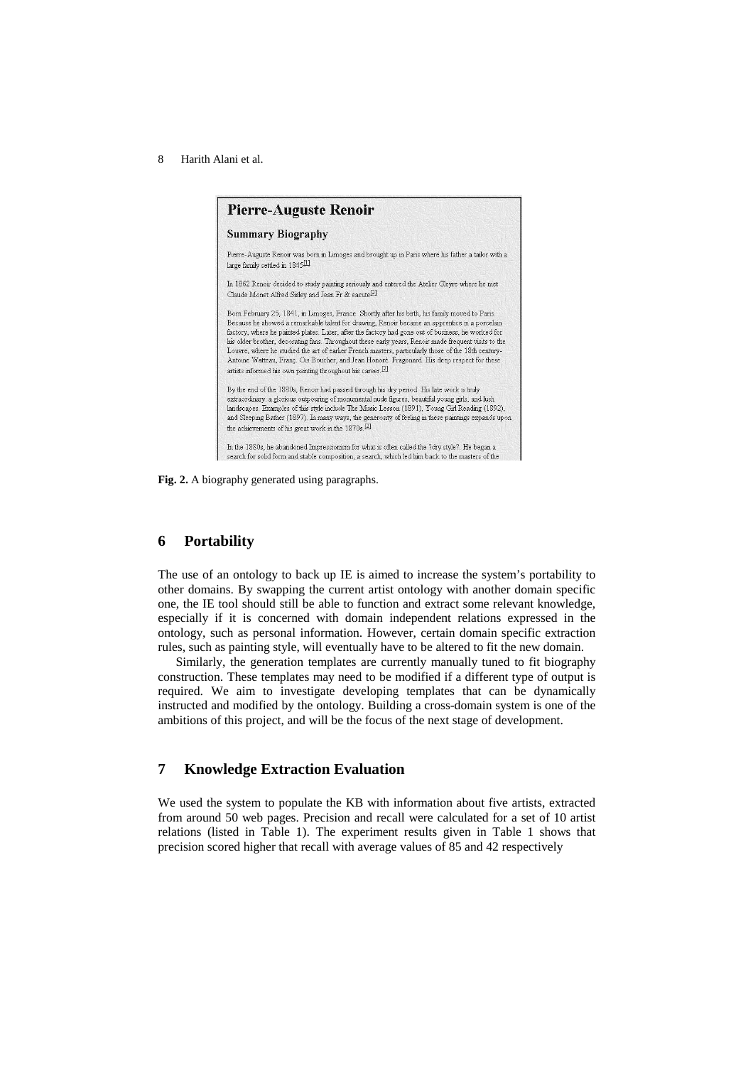**Fig. 2.** A biography generated using paragraphs.

## 6 Portability

The use of an ontology to back up IE is aimed to increase the system's portability to other domains. By swapping the current artist ontology with another domain specific one, the IE tool should still be able to function and extract some relevant knowledge, especially if it is concerned with domain independent relations expressed in the ontology, such as personal information. However, certain domain specific extraction rules, such as painting style, will eventually have to be altered to fit the new domain.

Similarly, the generation templates are currently manually tuned to fit biography construction. These templates may need to be modified if a different type of output is required. We aim to investigate developing templates that can be dynamically instructed and modified by the ontology. Building a cross-domain system is one of the ambitions of this project, and will be the focus of the next stage of development.

## 7 Knowledge Extraction Evaluation

We used the system to populate the KB with information about five artists, extracted from around 50 web pages. Precision and recall were calculated for a set of 10 artist relations (listed in Table 1). The experiment results given in Table 1 shows that precision scored higher that recall with average values of 85 and 42 respectively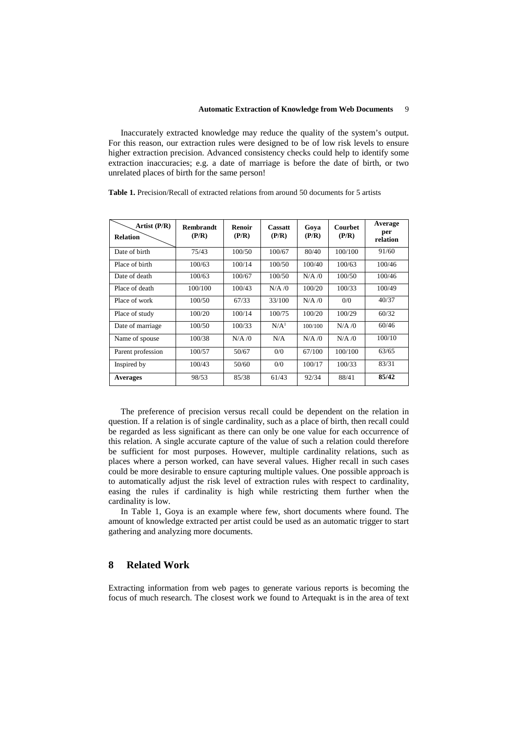Inaccurately extracted knowledge may reduce the quality of the system's output. For this reason, our extraction rules were designed to be of low risk levels to ensure higher extraction precision. Advanced consistency checks could help to identify some extraction inaccuracies; e.g. a date of marriage is before the date of birth, or two unrelated places of birth for the same person!

**Table 1.** Precision/Recall of extracted relations from around 50 documents for 5 artists

| Relation \ Artist (P/R) | Rembrandt (P/R) | Renoir (P/R) | Cassatt (P/R) | Goya (P/R) | Courbet (P/R) | Average per relation |
|---|---|---|---|---|---|---|
| Date of birth | 75/43 | 100/50 | 100/67 | 80/40 | 100/100 | 91/60 |
| Place of birth | 100/63 | 100/14 | 100/50 | 100/40 | 100/63 | 100/46 |
| Date of death | 100/63 | 100/67 | 100/50 | N/A /0 | 100/50 | 100/46 |
| Place of death | 100/100 | 100/43 | N/A /0 | 100/20 | 100/33 | 100/49 |
| Place of work | 100/50 | 67/33 | 33/100 | N/A /0 | 0/0 | 40/37 |
| Place of study | 100/20 | 100/14 | 100/75 | 100/20 | 100/29 | 60/32 |
| Date of marriage | 100/50 | 100/33 | N/A[1] | 100/100 | N/A /0 | 60/46 |
| Name of spouse | 100/38 | N/A /0 | N/A | N/A /0 | N/A /0 | 100/10 |
| Parent profession | 100/57 | 50/67 | 0/0 | 67/100 | 100/100 | 63/65 |
| Inspired by | 100/43 | 50/60 | 0/0 | 100/17 | 100/33 | 83/31 |
| **Averages** | 98/53 | 85/38 | 61/43 | 92/34 | 88/41 | **85/42** |

The preference of precision versus recall could be dependent on the relation in question. If a relation is of single cardinality, such as a place of birth, then recall could be regarded as less significant as there can only be one value for each occurrence of this relation. A single accurate capture of the value of such a relation could therefore be sufficient for most purposes. However, multiple cardinality relations, such as places where a person worked, can have several values. Higher recall in such cases could be more desirable to ensure capturing multiple values. One possible approach is to automatically adjust the risk level of extraction rules with respect to cardinality, easing the rules if cardinality is high while restricting them further when the cardinality is low.

In Table 1, Goya is an example where few, short documents where found. The amount of knowledge extracted per artist could be used as an automatic trigger to start gathering and analyzing more documents.

## 8 Related Work

Extracting information from web pages to generate various reports is becoming the focus of much research. The closest work we found to Artequakt is in the area of text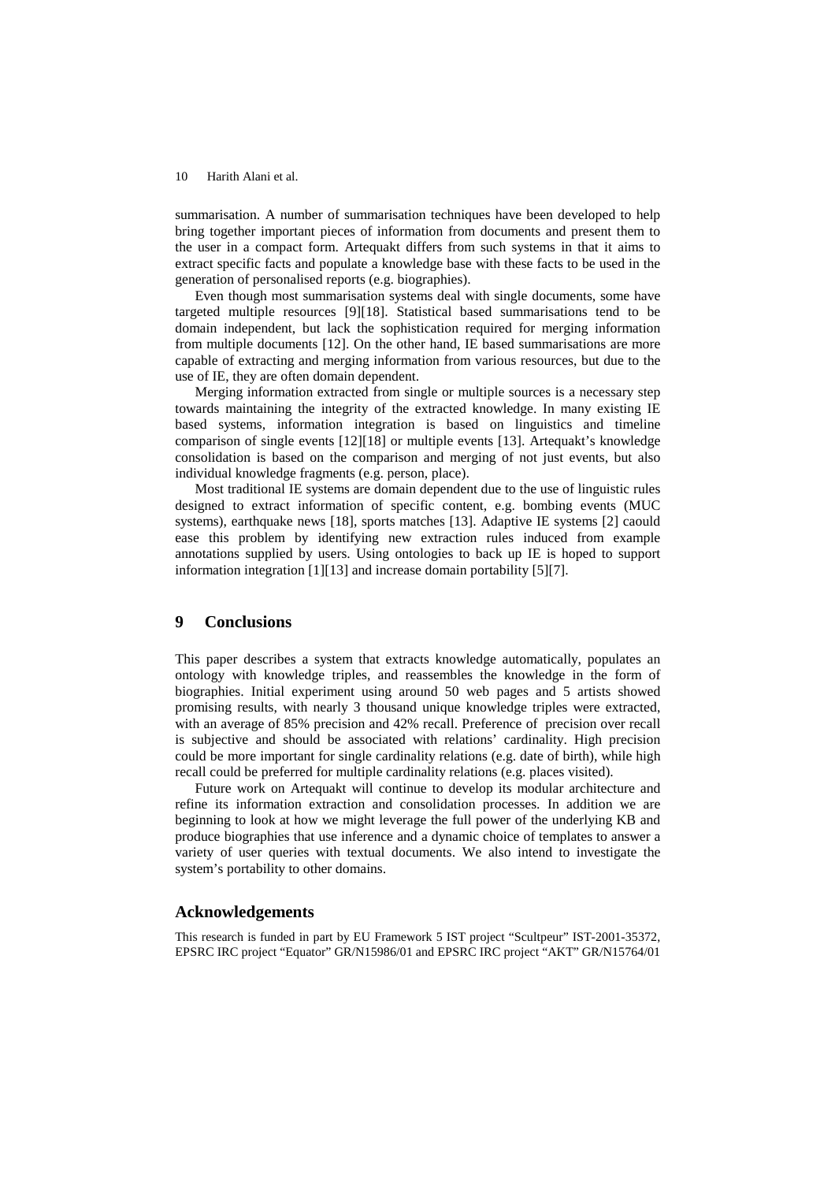summarisation. A number of summarisation techniques have been developed to help bring together important pieces of information from documents and present them to the user in a compact form. Artequakt differs from such systems in that it aims to extract specific facts and populate a knowledge base with these facts to be used in the generation of personalised reports (e.g. biographies).

Even though most summarisation systems deal with single documents, some have targeted multiple resources [9][18]. Statistical based summarisations tend to be domain independent, but lack the sophistication required for merging information from multiple documents [12]. On the other hand, IE based summarisations are more capable of extracting and merging information from various resources, but due to the use of IE, they are often domain dependent.

Merging information extracted from single or multiple sources is a necessary step towards maintaining the integrity of the extracted knowledge. In many existing IE based systems, information integration is based on linguistics and timeline comparison of single events [12][18] or multiple events [13]. Artequakt's knowledge consolidation is based on the comparison and merging of not just events, but also individual knowledge fragments (e.g. person, place).

Most traditional IE systems are domain dependent due to the use of linguistic rules designed to extract information of specific content, e.g. bombing events (MUC systems), earthquake news [18], sports matches [13]. Adaptive IE systems [2] caould ease this problem by identifying new extraction rules induced from example annotations supplied by users. Using ontologies to back up IE is hoped to support information integration [1][13] and increase domain portability [5][7].

## 9 Conclusions

This paper describes a system that extracts knowledge automatically, populates an ontology with knowledge triples, and reassembles the knowledge in the form of biographies. Initial experiment using around 50 web pages and 5 artists showed promising results, with nearly 3 thousand unique knowledge triples were extracted, with an average of 85% precision and 42% recall. Preference of precision over recall is subjective and should be associated with relations' cardinality. High precision could be more important for single cardinality relations (e.g. date of birth), while high recall could be preferred for multiple cardinality relations (e.g. places visited).

Future work on Artequakt will continue to develop its modular architecture and refine its information extraction and consolidation processes. In addition we are beginning to look at how we might leverage the full power of the underlying KB and produce biographies that use inference and a dynamic choice of templates to answer a variety of user queries with textual documents. We also intend to investigate the system's portability to other domains.

## Acknowledgements

This research is funded in part by EU Framework 5 IST project "Scultpeur" IST-2001-35372, EPSRC IRC project "Equator" GR/N15986/01 and EPSRC IRC project "AKT" GR/N15764/01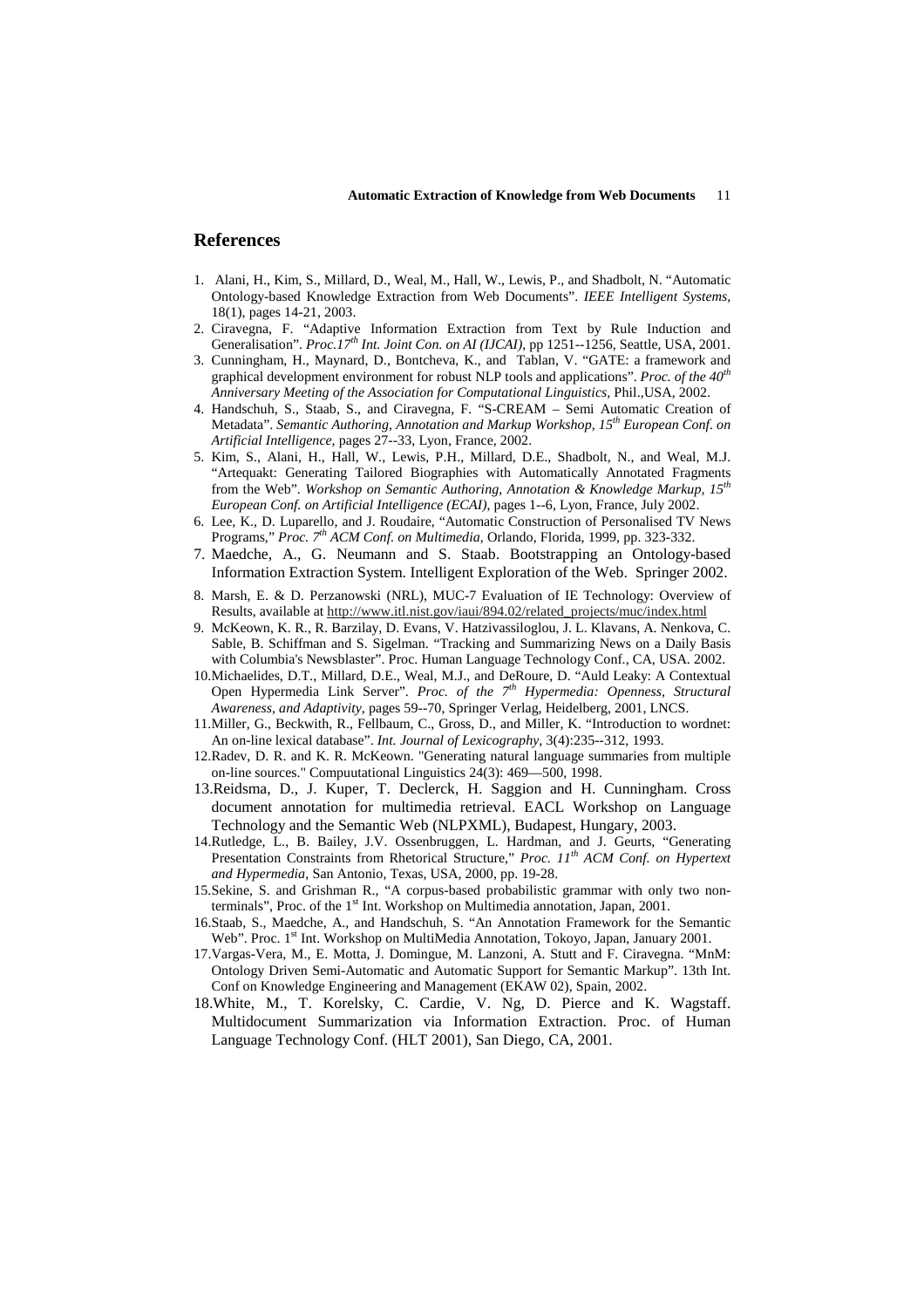## References

1. Alani, H., Kim, S., Millard, D., Weal, M., Hall, W., Lewis, P., and Shadbolt, N. "Automatic Ontology-based Knowledge Extraction from Web Documents". *IEEE Intelligent Systems*, 18(1), pages 14-21, 2003.
2. Ciravegna, F. "Adaptive Information Extraction from Text by Rule Induction and Generalisation". *Proc.17th Int. Joint Con. on AI (IJCAI)*, pp 1251--1256, Seattle, USA, 2001.
3. Cunningham, H., Maynard, D., Bontcheva, K., and Tablan, V. "GATE: a framework and graphical development environment for robust NLP tools and applications". *Proc. of the 40th Anniversary Meeting of the Association for Computational Linguistics*, Phil.,USA, 2002.
4. Handschuh, S., Staab, S., and Ciravegna, F. "S-CREAM – Semi Automatic Creation of Metadata". *Semantic Authoring, Annotation and Markup Workshop, 15th European Conf. on Artificial Intelligence*, pages 27--33, Lyon, France, 2002.
5. Kim, S., Alani, H., Hall, W., Lewis, P.H., Millard, D.E., Shadbolt, N., and Weal, M.J. "Artequakt: Generating Tailored Biographies with Automatically Annotated Fragments from the Web". *Workshop on Semantic Authoring, Annotation & Knowledge Markup, 15th European Conf. on Artificial Intelligence (ECAI)*, pages 1--6, Lyon, France, July 2002.
6. Lee, K., D. Luparello, and J. Roudaire, "Automatic Construction of Personalised TV News Programs," *Proc. 7th ACM Conf. on Multimedia*, Orlando, Florida, 1999, pp. 323-332.
7. Maedche, A., G. Neumann and S. Staab. Bootstrapping an Ontology-based Information Extraction System. Intelligent Exploration of the Web. Springer 2002.
8. Marsh, E. & D. Perzanowski (NRL), MUC-7 Evaluation of IE Technology: Overview of Results, available at http://www.itl.nist.gov/iaui/894.02/related_projects/muc/index.html
9. McKeown, K. R., R. Barzilay, D. Evans, V. Hatzivassiloglou, J. L. Klavans, A. Nenkova, C. Sable, B. Schiffman and S. Sigelman. "Tracking and Summarizing News on a Daily Basis with Columbia's Newsblaster". Proc. Human Language Technology Conf., CA, USA. 2002.
10. Michaelides, D.T., Millard, D.E., Weal, M.J., and DeRoure, D. "Auld Leaky: A Contextual Open Hypermedia Link Server". *Proc. of the 7th Hypermedia: Openness, Structural Awareness, and Adaptivity*, pages 59--70, Springer Verlag, Heidelberg, 2001, LNCS.
11. Miller, G., Beckwith, R., Fellbaum, C., Gross, D., and Miller, K. "Introduction to wordnet: An on-line lexical database". *Int. Journal of Lexicography*, 3(4):235--312, 1993.
12. Radev, D. R. and K. R. McKeown. "Generating natural language summaries from multiple on-line sources." Compuutational Linguistics 24(3): 469—500, 1998.
13. Reidsma, D., J. Kuper, T. Declerck, H. Saggion and H. Cunningham. Cross document annotation for multimedia retrieval. EACL Workshop on Language Technology and the Semantic Web (NLPXML), Budapest, Hungary, 2003.
14. Rutledge, L., B. Bailey, J.V. Ossenbruggen, L. Hardman, and J. Geurts, "Generating Presentation Constraints from Rhetorical Structure," *Proc. 11th ACM Conf. on Hypertext and Hypermedia*, San Antonio, Texas, USA, 2000, pp. 19-28.
15. Sekine, S. and Grishman R., "A corpus-based probabilistic grammar with only two non-terminals", Proc. of the 1st Int. Workshop on Multimedia annotation, Japan, 2001.
16. Staab, S., Maedche, A., and Handschuh, S. "An Annotation Framework for the Semantic Web". Proc. 1st Int. Workshop on MultiMedia Annotation, Tokoyo, Japan, January 2001.
17. Vargas-Vera, M., E. Motta, J. Domingue, M. Lanzoni, A. Stutt and F. Ciravegna. "MnM: Ontology Driven Semi-Automatic and Automatic Support for Semantic Markup". 13th Int. Conf on Knowledge Engineering and Management (EKAW 02), Spain, 2002.
18. White, M., T. Korelsky, C. Cardie, V. Ng, D. Pierce and K. Wagstaff. Multidocument Summarization via Information Extraction. Proc. of Human Language Technology Conf. (HLT 2001), San Diego, CA, 2001.